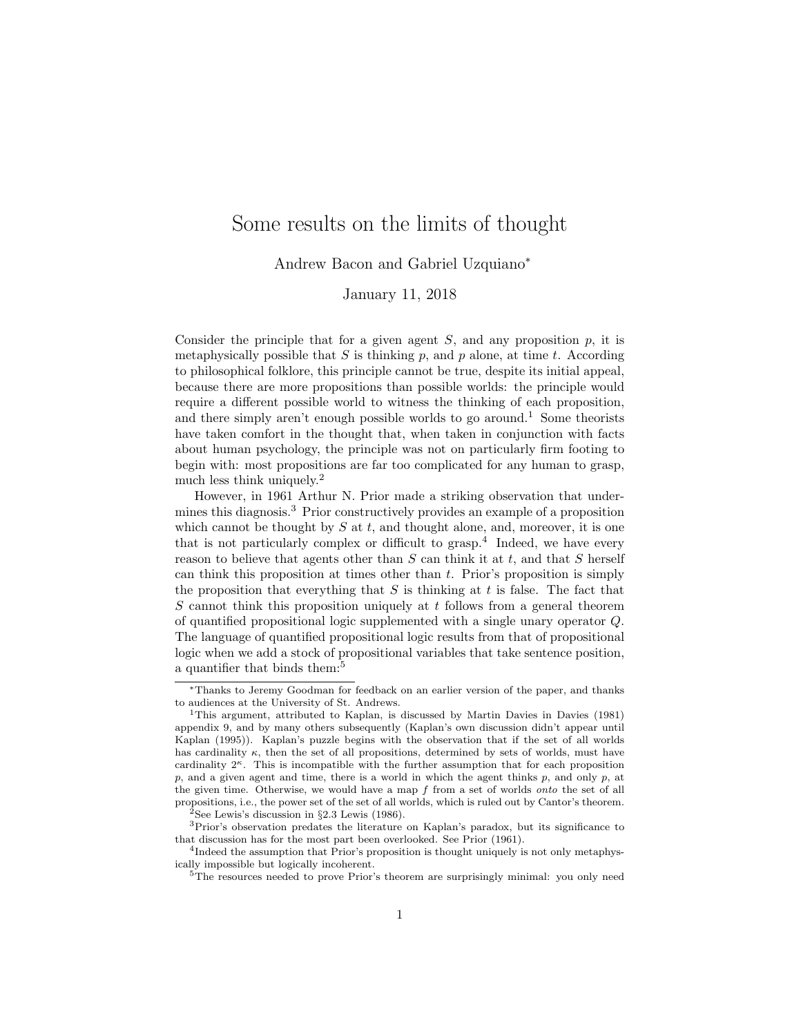// Some results on the limits of thought

Andrew Bacon and Gabriel Uzquiano*

January 11, 2018

Consider the principle that for a given agent $S$, and any proposition $p$, it is metaphysically possible that $S$ is thinking $p$, and $p$ alone, at time $t$. According to philosophical folklore, this principle cannot be true, despite its initial appeal, because there are more propositions than possible worlds: the principle would require a different possible world to witness the thinking of each proposition, and there simply aren't enough possible worlds to go around.[1] Some theorists have taken comfort in the thought that, when taken in conjunction with facts about human psychology, the principle was not on particularly firm footing to begin with: most propositions are far too complicated for any human to grasp, much less think uniquely.[2]

However, in 1961 Arthur N. Prior made a striking observation that undermines this diagnosis.[3] Prior constructively provides an example of a proposition which cannot be thought by $S$ at $t$, and thought alone, and, moreover, it is one that is not particularly complex or difficult to grasp.[4] Indeed, we have every reason to believe that agents other than $S$ can think it at $t$, and that $S$ herself can think this proposition at times other than $t$. Prior's proposition is simply the proposition that everything that $S$ is thinking at $t$ is false. The fact that $S$ cannot think this proposition uniquely at $t$ follows from a general theorem of quantified propositional logic supplemented with a single unary operator $Q$. The language of quantified propositional logic results from that of propositional logic when we add a stock of propositional variables that take sentence position, a quantifier that binds them:[5]

---

*Thanks to Jeremy Goodman for feedback on an earlier version of the paper, and thanks to audiences at the University of St. Andrews.

[1] This argument, attributed to Kaplan, is discussed by Martin Davies in Davies (1981) appendix 9, and by many others subsequently (Kaplan's own discussion didn't appear until Kaplan (1995)). Kaplan's puzzle begins with the observation that if the set of all worlds has cardinality $\kappa$, then the set of all propositions, determined by sets of worlds, must have cardinality $2^\kappa$. This is incompatible with the further assumption that for each proposition $p$, and a given agent and time, there is a world in which the agent thinks $p$, and only $p$, at the given time. Otherwise, we would have a map $f$ from a set of worlds *onto* the set of all propositions, i.e., the power set of the set of all worlds, which is ruled out by Cantor's theorem.

[2] See Lewis's discussion in §2.3 Lewis (1986).

[3] Prior's observation predates the literature on Kaplan's paradox, but its significance to that discussion has for the most part been overlooked. See Prior (1961).

[4] Indeed the assumption that Prior's proposition is thought uniquely is not only metaphysically impossible but logically incoherent.

[5] The resources needed to prove Prior's theorem are surprisingly minimal: you only need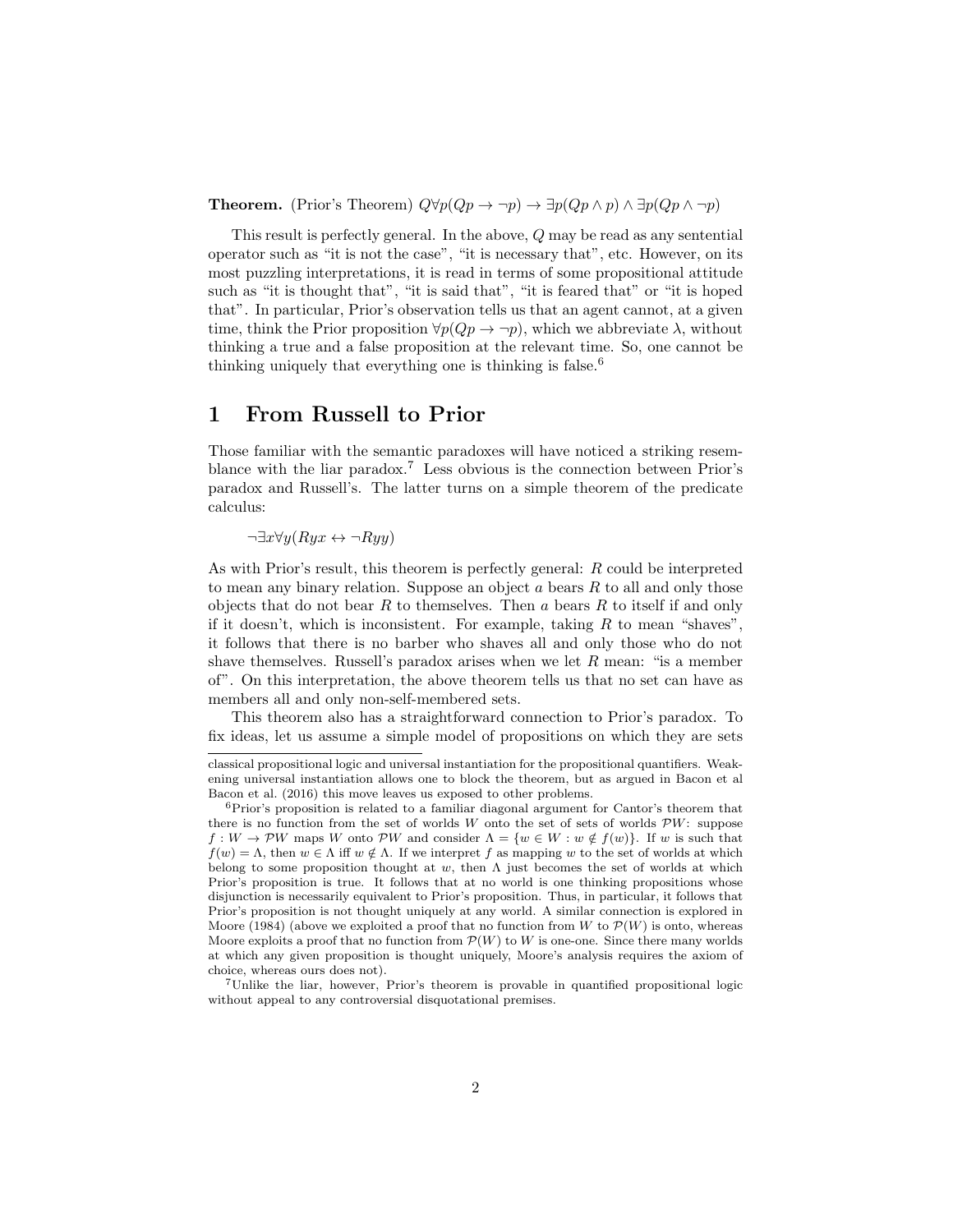**Theorem.** (Prior's Theorem) $Q\forall p(Qp \to \neg p) \to \exists p(Qp \land p) \land \exists p(Qp \land \neg p)$

This result is perfectly general. In the above, $Q$ may be read as any sentential operator such as "it is not the case", "it is necessary that", etc. However, on its most puzzling interpretations, it is read in terms of some propositional attitude such as "it is thought that", "it is said that", "it is feared that" or "it is hoped that". In particular, Prior's observation tells us that an agent cannot, at a given time, think the Prior proposition $\forall p(Qp \to \neg p)$, which we abbreviate $\lambda$, without thinking a true and a false proposition at the relevant time. So, one cannot be thinking uniquely that everything one is thinking is false.[6]

# 1 From Russell to Prior

Those familiar with the semantic paradoxes will have noticed a striking resemblance with the liar paradox.[7] Less obvious is the connection between Prior's paradox and Russell's. The latter turns on a simple theorem of the predicate calculus:

$$\neg\exists x\forall y(Ryx \leftrightarrow \neg Ryy)$$

As with Prior's result, this theorem is perfectly general: $R$ could be interpreted to mean any binary relation. Suppose an object $a$ bears $R$ to all and only those objects that do not bear $R$ to themselves. Then $a$ bears $R$ to itself if and only if it doesn't, which is inconsistent. For example, taking $R$ to mean "shaves", it follows that there is no barber who shaves all and only those who do not shave themselves. Russell's paradox arises when we let $R$ mean: "is a member of". On this interpretation, the above theorem tells us that no set can have as members all and only non-self-membered sets.

This theorem also has a straightforward connection to Prior's paradox. To fix ideas, let us assume a simple model of propositions on which they are sets

---

classical propositional logic and universal instantiation for the propositional quantifiers. Weakening universal instantiation allows one to block the theorem, but as argued in Bacon et al Bacon et al. (2016) this move leaves us exposed to other problems.

[6] Prior's proposition is related to a familiar diagonal argument for Cantor's theorem that there is no function from the set of worlds $W$ onto the set of sets of worlds $\mathcal{P}W$: suppose $f : W \to \mathcal{P}W$ maps $W$ onto $\mathcal{P}W$ and consider $\Lambda = \{w \in W : w \notin f(w)\}$. If $w$ is such that $f(w) = \Lambda$, then $w \in \Lambda$ iff $w \notin \Lambda$. If we interpret $f$ as mapping $w$ to the set of worlds at which belong to some proposition thought at $w$, then $\Lambda$ just becomes the set of worlds at which Prior's proposition is true. It follows that at no world is one thinking propositions whose disjunction is necessarily equivalent to Prior's proposition. Thus, in particular, it follows that Prior's proposition is not thought uniquely at any world. A similar connection is explored in Moore (1984) (above we exploited a proof that no function from $W$ to $\mathcal{P}(W)$ is onto, whereas Moore exploits a proof that no function from $\mathcal{P}(W)$ to $W$ is one-one. Since there many worlds at which any given proposition is thought uniquely, Moore's analysis requires the axiom of choice, whereas ours does not).

[7] Unlike the liar, however, Prior's theorem is provable in quantified propositional logic without appeal to any controversial disquotational premises.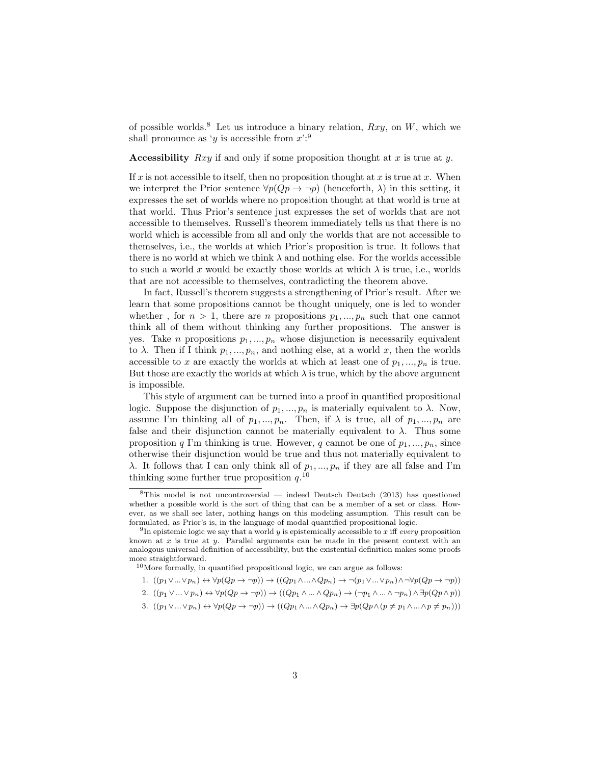of possible worlds.[8] Let us introduce a binary relation, $Rxy$, on $W$, which we shall pronounce as '$y$ is accessible from $x$':[9]

**Accessibility** $Rxy$ if and only if some proposition thought at $x$ is true at $y$.

If $x$ is not accessible to itself, then no proposition thought at $x$ is true at $x$. When we interpret the Prior sentence $\forall p(Qp \to \neg p)$ (henceforth, $\lambda$) in this setting, it expresses the set of worlds where no proposition thought at that world is true at that world. Thus Prior's sentence just expresses the set of worlds that are not accessible to themselves. Russell's theorem immediately tells us that there is no world which is accessible from all and only the worlds that are not accessible to themselves, i.e., the worlds at which Prior's proposition is true. It follows that there is no world at which we think $\lambda$ and nothing else. For the worlds accessible to such a world $x$ would be exactly those worlds at which $\lambda$ is true, i.e., worlds that are not accessible to themselves, contradicting the theorem above.

In fact, Russell's theorem suggests a strengthening of Prior's result. After we learn that some propositions cannot be thought uniquely, one is led to wonder whether , for $n > 1$, there are $n$ propositions $p_1, ..., p_n$ such that one cannot think all of them without thinking any further propositions. The answer is yes. Take $n$ propositions $p_1, ..., p_n$ whose disjunction is necessarily equivalent to $\lambda$. Then if I think $p_1, ..., p_n$, and nothing else, at a world $x$, then the worlds accessible to $x$ are exactly the worlds at which at least one of $p_1, ..., p_n$ is true. But those are exactly the worlds at which $\lambda$ is true, which by the above argument is impossible.

This style of argument can be turned into a proof in quantified propositional logic. Suppose the disjunction of $p_1, ..., p_n$ is materially equivalent to $\lambda$. Now, assume I'm thinking all of $p_1, ..., p_n$. Then, if $\lambda$ is true, all of $p_1, ..., p_n$ are false and their disjunction cannot be materially equivalent to $\lambda$. Thus some proposition $q$ I'm thinking is true. However, $q$ cannot be one of $p_1, ..., p_n$, since otherwise their disjunction would be true and thus not materially equivalent to $\lambda$. It follows that I can only think all of $p_1, ..., p_n$ if they are all false and I'm thinking some further true proposition $q$.[10]

---

[8] This model is not uncontroversial — indeed Deutsch Deutsch (2013) has questioned whether a possible world is the sort of thing that can be a member of a set or class. However, as we shall see later, nothing hangs on this modeling assumption. This result can be formulated, as Prior's is, in the language of modal quantified propositional logic.

[9] In epistemic logic we say that a world $y$ is epistemically accessible to $x$ iff *every* proposition known at $x$ is true at $y$. Parallel arguments can be made in the present context with an analogous universal definition of accessibility, but the existential definition makes some proofs more straightforward.

[10] More formally, in quantified propositional logic, we can argue as follows:

1. $((p_1 \vee ... \vee p_n) \leftrightarrow \forall p(Qp \to \neg p)) \to ((Qp_1 \wedge ... \wedge Qp_n) \to \neg(p_1 \vee ... \vee p_n) \wedge \neg\forall p(Qp \to \neg p))$
2. $((p_1 \vee ... \vee p_n) \leftrightarrow \forall p(Qp \to \neg p)) \to ((Qp_1 \wedge ... \wedge Qp_n) \to (\neg p_1 \wedge ... \wedge \neg p_n) \wedge \exists p(Qp \wedge p))$
3. $((p_1 \vee ... \vee p_n) \leftrightarrow \forall p(Qp \to \neg p)) \to ((Qp_1 \wedge ... \wedge Qp_n) \to \exists p(Qp \wedge (p \neq p_1 \wedge ... \wedge p \neq p_n)))$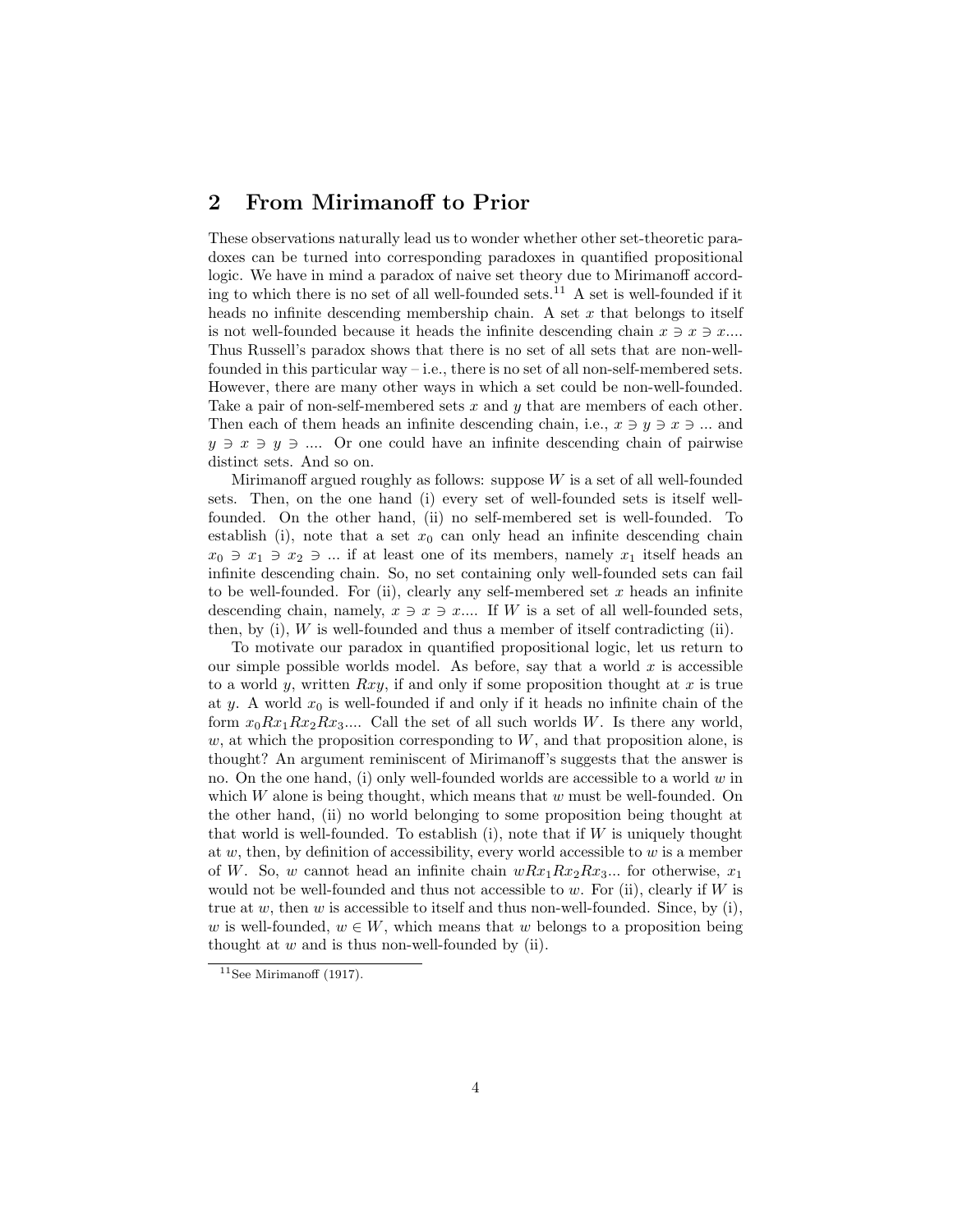## 2 From Mirimanoff to Prior

These observations naturally lead us to wonder whether other set-theoretic paradoxes can be turned into corresponding paradoxes in quantified propositional logic. We have in mind a paradox of naive set theory due to Mirimanoff according to which there is no set of all well-founded sets.[11] A set is well-founded if it heads no infinite descending membership chain. A set $x$ that belongs to itself is not well-founded because it heads the infinite descending chain $x \ni x \ni x$.... Thus Russell's paradox shows that there is no set of all sets that are non-well-founded in this particular way – i.e., there is no set of all non-self-membered sets. However, there are many other ways in which a set could be non-well-founded. Take a pair of non-self-membered sets $x$ and $y$ that are members of each other. Then each of them heads an infinite descending chain, i.e., $x \ni y \ni x \ni ...$ and $y \ni x \ni y \ni ....$ Or one could have an infinite descending chain of pairwise distinct sets. And so on.

Mirimanoff argued roughly as follows: suppose $W$ is a set of all well-founded sets. Then, on the one hand (i) every set of well-founded sets is itself well-founded. On the other hand, (ii) no self-membered set is well-founded. To establish (i), note that a set $x_0$ can only head an infinite descending chain $x_0 \ni x_1 \ni x_2 \ni ...$ if at least one of its members, namely $x_1$ itself heads an infinite descending chain. So, no set containing only well-founded sets can fail to be well-founded. For (ii), clearly any self-membered set $x$ heads an infinite descending chain, namely, $x \ni x \ni x$.... If $W$ is a set of all well-founded sets, then, by (i), $W$ is well-founded and thus a member of itself contradicting (ii).

To motivate our paradox in quantified propositional logic, let us return to our simple possible worlds model. As before, say that a world $x$ is accessible to a world $y$, written $Rxy$, if and only if some proposition thought at $x$ is true at $y$. A world $x_0$ is well-founded if and only if it heads no infinite chain of the form $x_0Rx_1Rx_2Rx_3$.... Call the set of all such worlds $W$. Is there any world, $w$, at which the proposition corresponding to $W$, and that proposition alone, is thought? An argument reminiscent of Mirimanoff's suggests that the answer is no. On the one hand, (i) only well-founded worlds are accessible to a world $w$ in which $W$ alone is being thought, which means that $w$ must be well-founded. On the other hand, (ii) no world belonging to some proposition being thought at that world is well-founded. To establish (i), note that if $W$ is uniquely thought at $w$, then, by definition of accessibility, every world accessible to $w$ is a member of $W$. So, $w$ cannot head an infinite chain $wRx_1Rx_2Rx_3$... for otherwise, $x_1$ would not be well-founded and thus not accessible to $w$. For (ii), clearly if $W$ is true at $w$, then $w$ is accessible to itself and thus non-well-founded. Since, by (i), $w$ is well-founded, $w \in W$, which means that $w$ belongs to a proposition being thought at $w$ and is thus non-well-founded by (ii).

[11] See Mirimanoff (1917).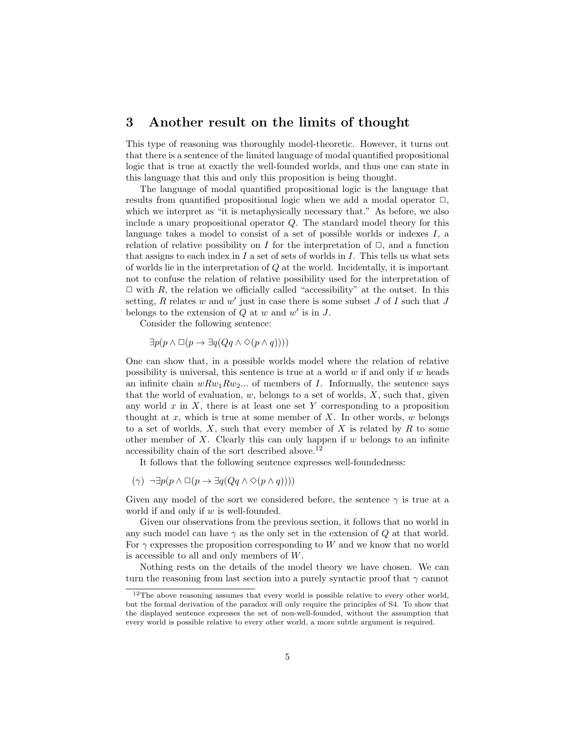## 3 Another result on the limits of thought

This type of reasoning was thoroughly model-theoretic. However, it turns out that there is a sentence of the limited language of modal quantified propositional logic that is true at exactly the well-founded worlds, and thus one can state in this language that this and only this proposition is being thought.

The language of modal quantified propositional logic is the language that results from quantified propositional logic when we add a modal operator $\Box$, which we interpret as "it is metaphysically necessary that." As before, we also include a unary propositional operator $Q$. The standard model theory for this language takes a model to consist of a set of possible worlds or indexes $I$, a relation of relative possibility on $I$ for the interpretation of $\Box$, and a function that assigns to each index in $I$ a set of sets of worlds in $I$. This tells us what sets of worlds lie in the interpretation of $Q$ at the world. Incidentally, it is important not to confuse the relation of relative possibility used for the interpretation of $\Box$ with $R$, the relation we officially called "accessibility" at the outset. In this setting, $R$ relates $w$ and $w'$ just in case there is some subset $J$ of $I$ such that $J$ belongs to the extension of $Q$ at $w$ and $w'$ is in $J$.

Consider the following sentence:

$$\exists p(p \wedge \Box(p \rightarrow \exists q(Qq \wedge \Diamond(p \wedge q))))$$

One can show that, in a possible worlds model where the relation of relative possibility is universal, this sentence is true at a world $w$ if and only if $w$ heads an infinite chain $wRw_1Rw_2...$ of members of $I$. Informally, the sentence says that the world of evaluation, $w$, belongs to a set of worlds, $X$, such that, given any world $x$ in $X$, there is at least one set $Y$ corresponding to a proposition thought at $x$, which is true at some member of $X$. In other words, $w$ belongs to a set of worlds, $X$, such that every member of $X$ is related by $R$ to some other member of $X$. Clearly this can only happen if $w$ belongs to an infinite accessibility chain of the sort described above.[12]

It follows that the following sentence expresses well-foundedness:

$$(\gamma)\ \ \neg\exists p(p \wedge \Box(p \rightarrow \exists q(Qq \wedge \Diamond(p \wedge q))))$$

Given any model of the sort we considered before, the sentence $\gamma$ is true at a world if and only if $w$ is well-founded.

Given our observations from the previous section, it follows that no world in any such model can have $\gamma$ as the only set in the extension of $Q$ at that world. For $\gamma$ expresses the proposition corresponding to $W$ and we know that no world is accessible to all and only members of $W$.

Nothing rests on the details of the model theory we have chosen. We can turn the reasoning from last section into a purely syntactic proof that $\gamma$ cannot

[12] The above reasoning assumes that every world is possible relative to every other world, but the formal derivation of the paradox will only require the principles of S4. To show that the displayed sentence expresses the set of non-well-founded, without the assumption that every world is possible relative to every other world, a more subtle argument is required.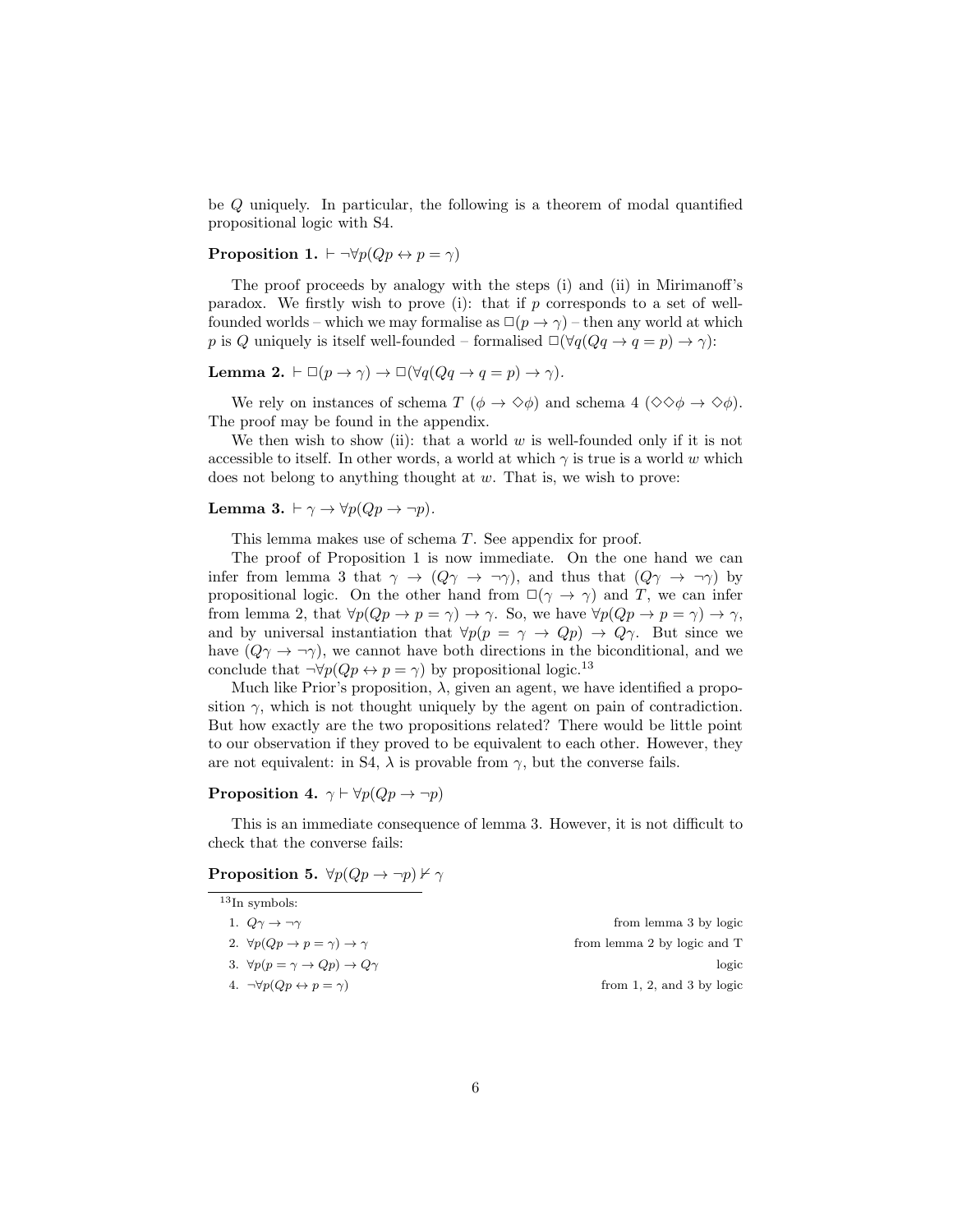be $Q$ uniquely. In particular, the following is a theorem of modal quantified propositional logic with S4.

**Proposition 1.** $\vdash \neg\forall p(Qp \leftrightarrow p = \gamma)$

The proof proceeds by analogy with the steps (i) and (ii) in Mirimanoff's paradox. We firstly wish to prove (i): that if $p$ corresponds to a set of well-founded worlds – which we may formalise as $\Box(p \to \gamma)$ – then any world at which $p$ is $Q$ uniquely is itself well-founded – formalised $\Box(\forall q(Qq \to q = p) \to \gamma)$:

**Lemma 2.** $\vdash \Box(p \to \gamma) \to \Box(\forall q(Qq \to q = p) \to \gamma)$.

We rely on instances of schema $T$ ($\phi \to \Diamond\phi$) and schema 4 ($\Diamond\Diamond\phi \to \Diamond\phi$). The proof may be found in the appendix.

We then wish to show (ii): that a world $w$ is well-founded only if it is not accessible to itself. In other words, a world at which $\gamma$ is true is a world $w$ which does not belong to anything thought at $w$. That is, we wish to prove:

**Lemma 3.** $\vdash \gamma \to \forall p(Qp \to \neg p)$.

This lemma makes use of schema $T$. See appendix for proof.

The proof of Proposition 1 is now immediate. On the one hand we can infer from lemma 3 that $\gamma \to (Q\gamma \to \neg\gamma)$, and thus that $(Q\gamma \to \neg\gamma)$ by propositional logic. On the other hand from $\Box(\gamma \to \gamma)$ and $T$, we can infer from lemma 2, that $\forall p(Qp \to p = \gamma) \to \gamma$. So, we have $\forall p(Qp \to p = \gamma) \to \gamma$, and by universal instantiation that $\forall p(p = \gamma \to Qp) \to Q\gamma$. But since we have $(Q\gamma \to \neg\gamma)$, we cannot have both directions in the biconditional, and we conclude that $\neg\forall p(Qp \leftrightarrow p = \gamma)$ by propositional logic.[13]

Much like Prior's proposition, $\lambda$, given an agent, we have identified a proposition $\gamma$, which is not thought uniquely by the agent on pain of contradiction. But how exactly are the two propositions related? There would be little point to our observation if they proved to be equivalent to each other. However, they are not equivalent: in S4, $\lambda$ is provable from $\gamma$, but the converse fails.

**Proposition 4.** $\gamma \vdash \forall p(Qp \to \neg p)$

This is an immediate consequence of lemma 3. However, it is not difficult to check that the converse fails:

**Proposition 5.** $\forall p(Qp \to \neg p) \nvdash \gamma$

---

[13] In symbols:

1. $Q\gamma \to \neg\gamma$ — from lemma 3 by logic
2. $\forall p(Qp \to p = \gamma) \to \gamma$ — from lemma 2 by logic and T
3. $\forall p(p = \gamma \to Qp) \to Q\gamma$ — logic
4. $\neg\forall p(Qp \leftrightarrow p = \gamma)$ — from 1, 2, and 3 by logic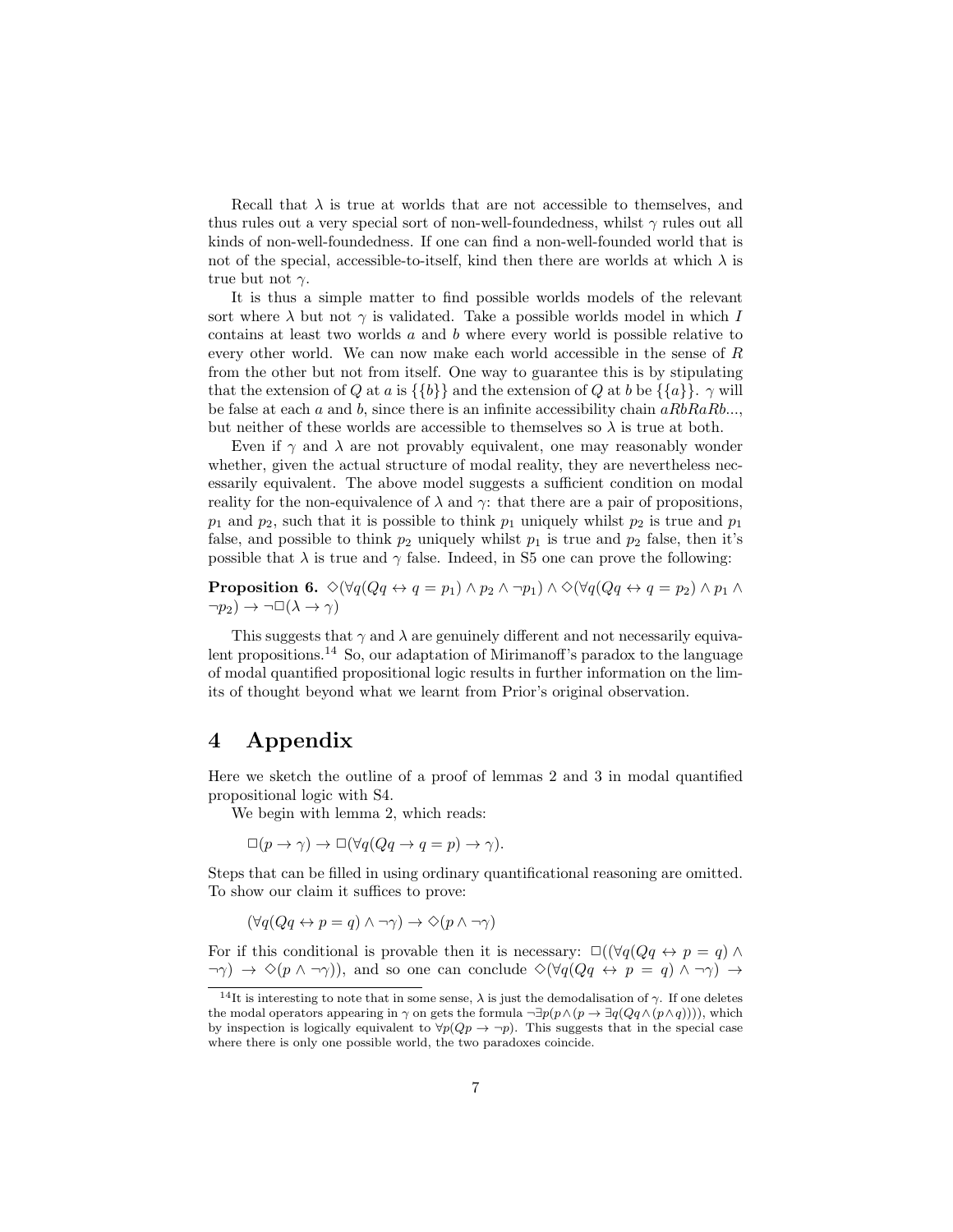Recall that $\lambda$ is true at worlds that are not accessible to themselves, and thus rules out a very special sort of non-well-foundedness, whilst $\gamma$ rules out all kinds of non-well-foundedness. If one can find a non-well-founded world that is not of the special, accessible-to-itself, kind then there are worlds at which $\lambda$ is true but not $\gamma$.

It is thus a simple matter to find possible worlds models of the relevant sort where $\lambda$ but not $\gamma$ is validated. Take a possible worlds model in which $I$ contains at least two worlds $a$ and $b$ where every world is possible relative to every other world. We can now make each world accessible in the sense of $R$ from the other but not from itself. One way to guarantee this is by stipulating that the extension of $Q$ at $a$ is $\{\{b\}\}$ and the extension of $Q$ at $b$ be $\{\{a\}\}$. $\gamma$ will be false at each $a$ and $b$, since there is an infinite accessibility chain $aRbRaRb...$, but neither of these worlds are accessible to themselves so $\lambda$ is true at both.

Even if $\gamma$ and $\lambda$ are not provably equivalent, one may reasonably wonder whether, given the actual structure of modal reality, they are nevertheless necessarily equivalent. The above model suggests a sufficient condition on modal reality for the non-equivalence of $\lambda$ and $\gamma$: that there are a pair of propositions, $p_1$ and $p_2$, such that it is possible to think $p_1$ uniquely whilst $p_2$ is true and $p_1$ false, and possible to think $p_2$ uniquely whilst $p_1$ is true and $p_2$ false, then it's possible that $\lambda$ is true and $\gamma$ false. Indeed, in S5 one can prove the following:

**Proposition 6.** $\Diamond(\forall q(Qq \leftrightarrow q = p_1) \wedge p_2 \wedge \neg p_1) \wedge \Diamond(\forall q(Qq \leftrightarrow q = p_2) \wedge p_1 \wedge \neg p_2) \rightarrow \neg\Box(\lambda \rightarrow \gamma)$

This suggests that $\gamma$ and $\lambda$ are genuinely different and not necessarily equivalent propositions.[14] So, our adaptation of Mirimanoff's paradox to the language of modal quantified propositional logic results in further information on the limits of thought beyond what we learnt from Prior's original observation.

# 4 Appendix

Here we sketch the outline of a proof of lemmas 2 and 3 in modal quantified propositional logic with S4.

We begin with lemma 2, which reads:

$$\Box(p \rightarrow \gamma) \rightarrow \Box(\forall q(Qq \rightarrow q = p) \rightarrow \gamma).$$

Steps that can be filled in using ordinary quantificational reasoning are omitted. To show our claim it suffices to prove:

$$(\forall q(Qq \leftrightarrow p = q) \wedge \neg\gamma) \rightarrow \Diamond(p \wedge \neg\gamma)$$

For if this conditional is provable then it is necessary: $\Box((\forall q(Qq \leftrightarrow p = q) \wedge \neg\gamma) \rightarrow \Diamond(p \wedge \neg\gamma))$, and so one can conclude $\Diamond(\forall q(Qq \leftrightarrow p = q) \wedge \neg\gamma) \rightarrow$

[14] It is interesting to note that in some sense, $\lambda$ is just the demodalisation of $\gamma$. If one deletes the modal operators appearing in $\gamma$ on gets the formula $\neg\exists p(p \wedge (p \rightarrow \exists q(Qq \wedge (p \wedge q))))$, which by inspection is logically equivalent to $\forall p(Qp \rightarrow \neg p)$. This suggests that in the special case where there is only one possible world, the two paradoxes coincide.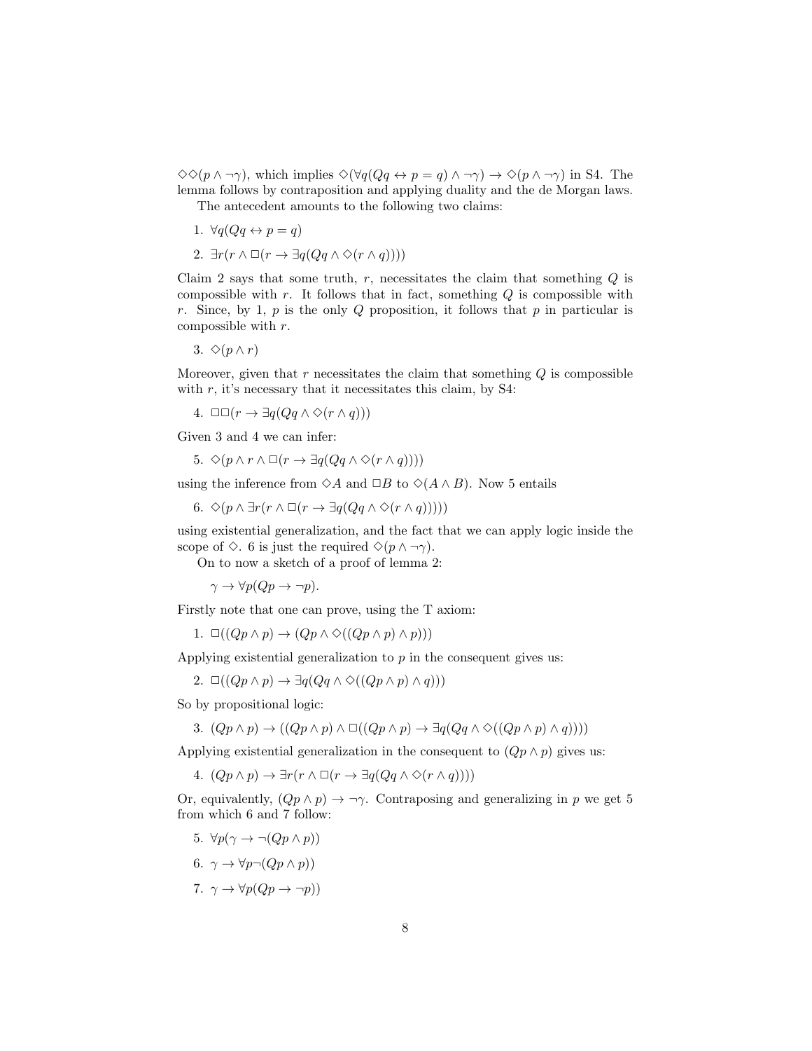$\Diamond\Diamond(p \wedge \neg\gamma)$, which implies $\Diamond(\forall q(Qq \leftrightarrow p = q) \wedge \neg\gamma) \rightarrow \Diamond(p \wedge \neg\gamma)$ in S4. The lemma follows by contraposition and applying duality and the de Morgan laws.

The antecedent amounts to the following two claims:

1. $\forall q(Qq \leftrightarrow p = q)$
2. $\exists r(r \wedge \Box(r \rightarrow \exists q(Qq \wedge \Diamond(r \wedge q))))$

Claim 2 says that some truth, $r$, necessitates the claim that something $Q$ is compossible with $r$. It follows that in fact, something $Q$ is compossible with $r$. Since, by 1, $p$ is the only $Q$ proposition, it follows that $p$ in particular is compossible with $r$.

3. $\Diamond(p \wedge r)$

Moreover, given that $r$ necessitates the claim that something $Q$ is compossible with $r$, it's necessary that it necessitates this claim, by S4:

4. $\Box\Box(r \rightarrow \exists q(Qq \wedge \Diamond(r \wedge q)))$

Given 3 and 4 we can infer:

5. $\Diamond(p \wedge r \wedge \Box(r \rightarrow \exists q(Qq \wedge \Diamond(r \wedge q))))$

using the inference from $\Diamond A$ and $\Box B$ to $\Diamond(A \wedge B)$. Now 5 entails

6. $\Diamond(p \wedge \exists r(r \wedge \Box(r \rightarrow \exists q(Qq \wedge \Diamond(r \wedge q)))))$

using existential generalization, and the fact that we can apply logic inside the scope of $\Diamond$. 6 is just the required $\Diamond(p \wedge \neg\gamma)$.

On to now a sketch of a proof of lemma 2:

$$\gamma \rightarrow \forall p(Qp \rightarrow \neg p).$$

Firstly note that one can prove, using the T axiom:

1. $\Box((Qp \wedge p) \rightarrow (Qp \wedge \Diamond((Qp \wedge p) \wedge p)))$

Applying existential generalization to $p$ in the consequent gives us:

2. $\Box((Qp \wedge p) \rightarrow \exists q(Qq \wedge \Diamond((Qp \wedge p) \wedge q)))$

So by propositional logic:

3. $(Qp \wedge p) \rightarrow ((Qp \wedge p) \wedge \Box((Qp \wedge p) \rightarrow \exists q(Qq \wedge \Diamond((Qp \wedge p) \wedge q))))$

Applying existential generalization in the consequent to $(Qp \wedge p)$ gives us:

4. $(Qp \wedge p) \rightarrow \exists r(r \wedge \Box(r \rightarrow \exists q(Qq \wedge \Diamond(r \wedge q))))$

Or, equivalently, $(Qp \wedge p) \rightarrow \neg\gamma$. Contraposing and generalizing in $p$ we get 5 from which 6 and 7 follow:

5. $\forall p(\gamma \rightarrow \neg(Qp \wedge p))$
6. $\gamma \rightarrow \forall p\neg(Qp \wedge p))$
7. $\gamma \rightarrow \forall p(Qp \rightarrow \neg p))$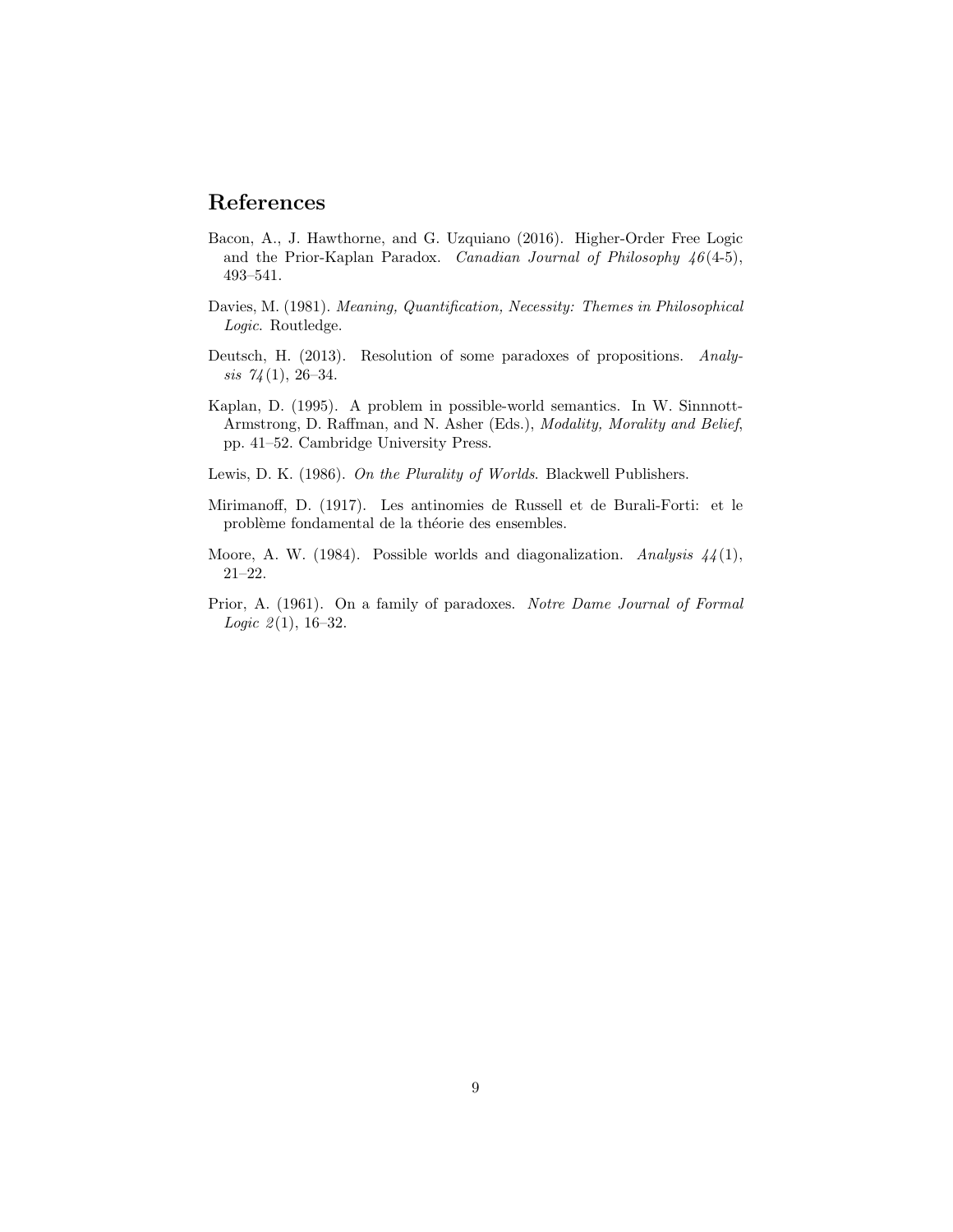## References

Bacon, A., J. Hawthorne, and G. Uzquiano (2016). Higher-Order Free Logic and the Prior-Kaplan Paradox. *Canadian Journal of Philosophy 46*(4-5), 493–541.

Davies, M. (1981). *Meaning, Quantification, Necessity: Themes in Philosophical Logic*. Routledge.

Deutsch, H. (2013). Resolution of some paradoxes of propositions. *Analysis 74*(1), 26–34.

Kaplan, D. (1995). A problem in possible-world semantics. In W. Sinnnott-Armstrong, D. Raffman, and N. Asher (Eds.), *Modality, Morality and Belief*, pp. 41–52. Cambridge University Press.

Lewis, D. K. (1986). *On the Plurality of Worlds*. Blackwell Publishers.

Mirimanoff, D. (1917). Les antinomies de Russell et de Burali-Forti: et le problème fondamental de la théorie des ensembles.

Moore, A. W. (1984). Possible worlds and diagonalization. *Analysis 44*(1), 21–22.

Prior, A. (1961). On a family of paradoxes. *Notre Dame Journal of Formal Logic 2*(1), 16–32.